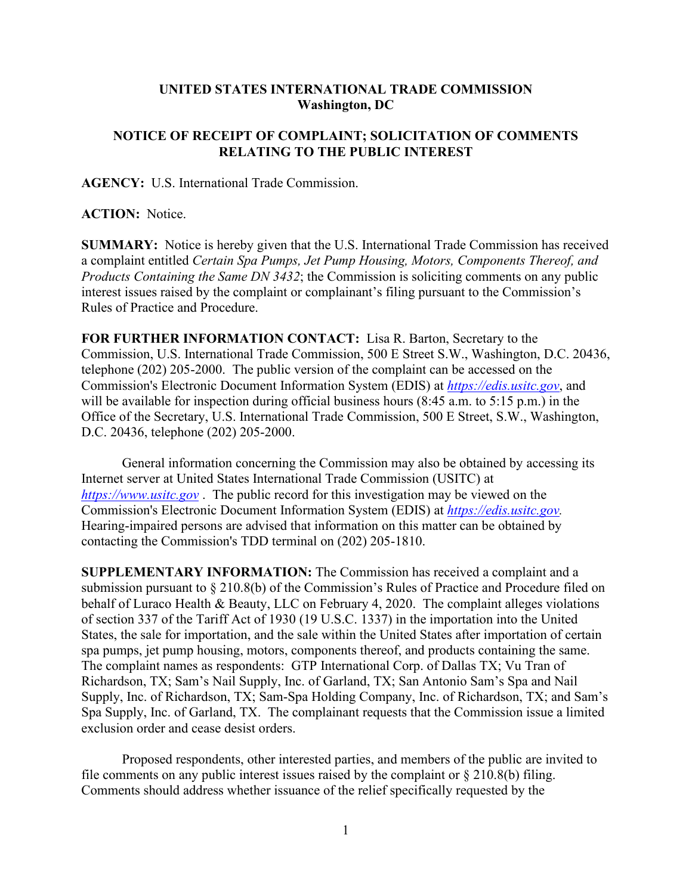**UNITED STATES INTERNATIONAL TRADE COMMISSION**
**Washington, DC**

**NOTICE OF RECEIPT OF COMPLAINT; SOLICITATION OF COMMENTS RELATING TO THE PUBLIC INTEREST**

**AGENCY:** U.S. International Trade Commission.

**ACTION:** Notice.

**SUMMARY:** Notice is hereby given that the U.S. International Trade Commission has received a complaint entitled *Certain Spa Pumps, Jet Pump Housing, Motors, Components Thereof, and Products Containing the Same DN 3432*; the Commission is soliciting comments on any public interest issues raised by the complaint or complainant's filing pursuant to the Commission's Rules of Practice and Procedure.

**FOR FURTHER INFORMATION CONTACT:** Lisa R. Barton, Secretary to the Commission, U.S. International Trade Commission, 500 E Street S.W., Washington, D.C. 20436, telephone (202) 205-2000. The public version of the complaint can be accessed on the Commission's Electronic Document Information System (EDIS) at *https://edis.usitc.gov*, and will be available for inspection during official business hours (8:45 a.m. to 5:15 p.m.) in the Office of the Secretary, U.S. International Trade Commission, 500 E Street, S.W., Washington, D.C. 20436, telephone (202) 205-2000.

General information concerning the Commission may also be obtained by accessing its Internet server at United States International Trade Commission (USITC) at *https://www.usitc.gov* . The public record for this investigation may be viewed on the Commission's Electronic Document Information System (EDIS) at *https://edis.usitc.gov.* Hearing-impaired persons are advised that information on this matter can be obtained by contacting the Commission's TDD terminal on (202) 205-1810.

**SUPPLEMENTARY INFORMATION:** The Commission has received a complaint and a submission pursuant to § 210.8(b) of the Commission's Rules of Practice and Procedure filed on behalf of Luraco Health & Beauty, LLC on February 4, 2020. The complaint alleges violations of section 337 of the Tariff Act of 1930 (19 U.S.C. 1337) in the importation into the United States, the sale for importation, and the sale within the United States after importation of certain spa pumps, jet pump housing, motors, components thereof, and products containing the same. The complaint names as respondents: GTP International Corp. of Dallas TX; Vu Tran of Richardson, TX; Sam's Nail Supply, Inc. of Garland, TX; San Antonio Sam's Spa and Nail Supply, Inc. of Richardson, TX; Sam-Spa Holding Company, Inc. of Richardson, TX; and Sam's Spa Supply, Inc. of Garland, TX. The complainant requests that the Commission issue a limited exclusion order and cease desist orders.

Proposed respondents, other interested parties, and members of the public are invited to file comments on any public interest issues raised by the complaint or § 210.8(b) filing. Comments should address whether issuance of the relief specifically requested by the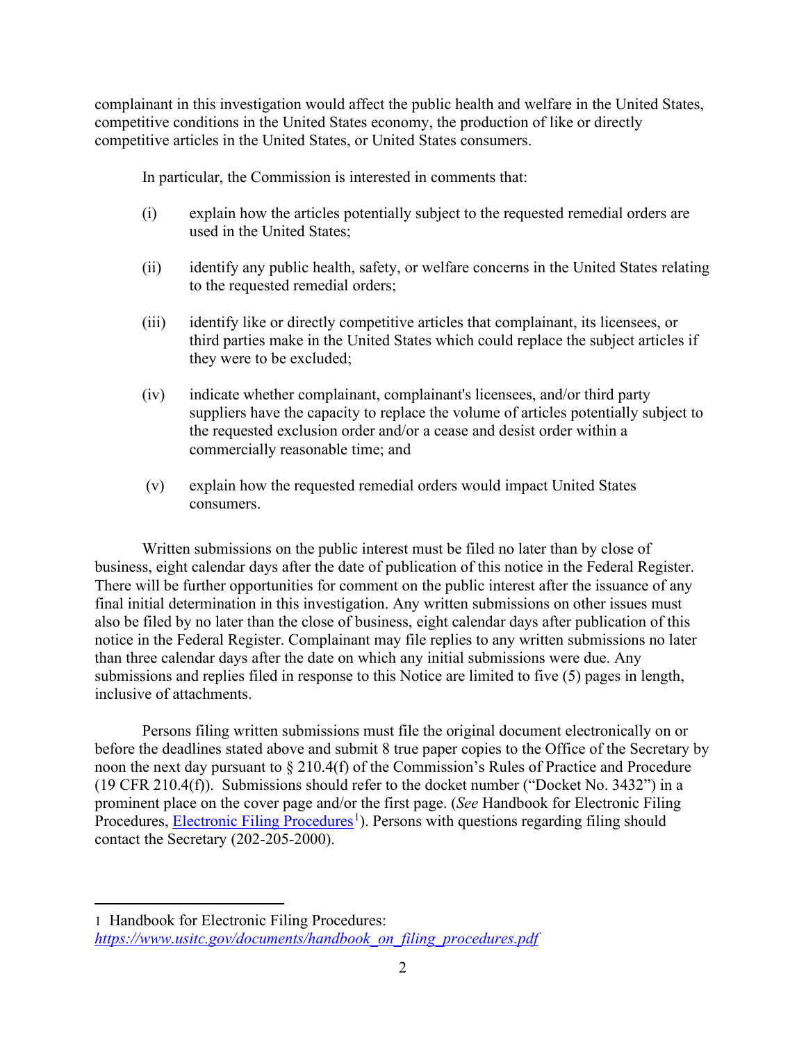complainant in this investigation would affect the public health and welfare in the United States, competitive conditions in the United States economy, the production of like or directly competitive articles in the United States, or United States consumers.

In particular, the Commission is interested in comments that:

(i) explain how the articles potentially subject to the requested remedial orders are used in the United States;

(ii) identify any public health, safety, or welfare concerns in the United States relating to the requested remedial orders;

(iii) identify like or directly competitive articles that complainant, its licensees, or third parties make in the United States which could replace the subject articles if they were to be excluded;

(iv) indicate whether complainant, complainant's licensees, and/or third party suppliers have the capacity to replace the volume of articles potentially subject to the requested exclusion order and/or a cease and desist order within a commercially reasonable time; and

(v) explain how the requested remedial orders would impact United States consumers.

Written submissions on the public interest must be filed no later than by close of business, eight calendar days after the date of publication of this notice in the Federal Register. There will be further opportunities for comment on the public interest after the issuance of any final initial determination in this investigation. Any written submissions on other issues must also be filed by no later than the close of business, eight calendar days after publication of this notice in the Federal Register. Complainant may file replies to any written submissions no later than three calendar days after the date on which any initial submissions were due. Any submissions and replies filed in response to this Notice are limited to five (5) pages in length, inclusive of attachments.

Persons filing written submissions must file the original document electronically on or before the deadlines stated above and submit 8 true paper copies to the Office of the Secretary by noon the next day pursuant to § 210.4(f) of the Commission's Rules of Practice and Procedure (19 CFR 210.4(f)). Submissions should refer to the docket number ("Docket No. 3432") in a prominent place on the cover page and/or the first page. (*See* Handbook for Electronic Filing Procedures, Electronic Filing Procedures[1]). Persons with questions regarding filing should contact the Secretary (202-205-2000).

---

1 Handbook for Electronic Filing Procedures: *https://www.usitc.gov/documents/handbook_on_filing_procedures.pdf*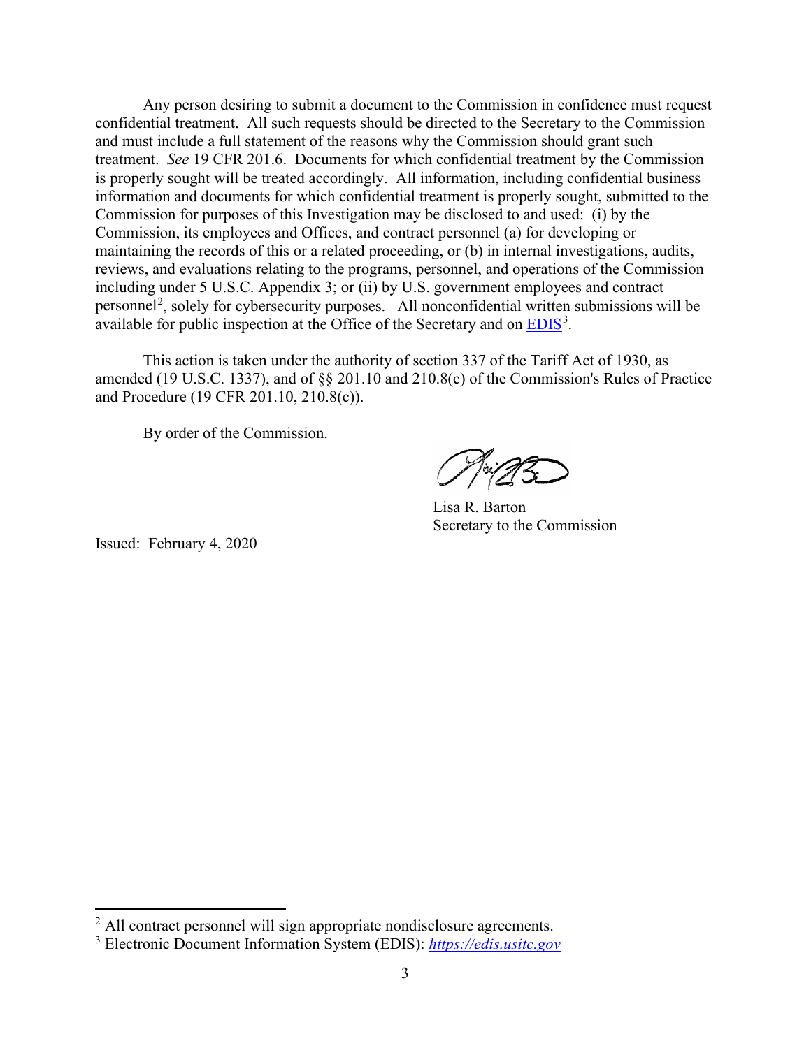Any person desiring to submit a document to the Commission in confidence must request confidential treatment. All such requests should be directed to the Secretary to the Commission and must include a full statement of the reasons why the Commission should grant such treatment. *See* 19 CFR 201.6. Documents for which confidential treatment by the Commission is properly sought will be treated accordingly. All information, including confidential business information and documents for which confidential treatment is properly sought, submitted to the Commission for purposes of this Investigation may be disclosed to and used: (i) by the Commission, its employees and Offices, and contract personnel (a) for developing or maintaining the records of this or a related proceeding, or (b) in internal investigations, audits, reviews, and evaluations relating to the programs, personnel, and operations of the Commission including under 5 U.S.C. Appendix 3; or (ii) by U.S. government employees and contract personnel[2], solely for cybersecurity purposes. All nonconfidential written submissions will be available for public inspection at the Office of the Secretary and on EDIS[3].

This action is taken under the authority of section 337 of the Tariff Act of 1930, as amended (19 U.S.C. 1337), and of §§ 201.10 and 210.8(c) of the Commission's Rules of Practice and Procedure (19 CFR 201.10, 210.8(c)).

By order of the Commission.

Lisa R. Barton
Secretary to the Commission

Issued: February 4, 2020

[2] All contract personnel will sign appropriate nondisclosure agreements.

[3] Electronic Document Information System (EDIS): *https://edis.usitc.gov*